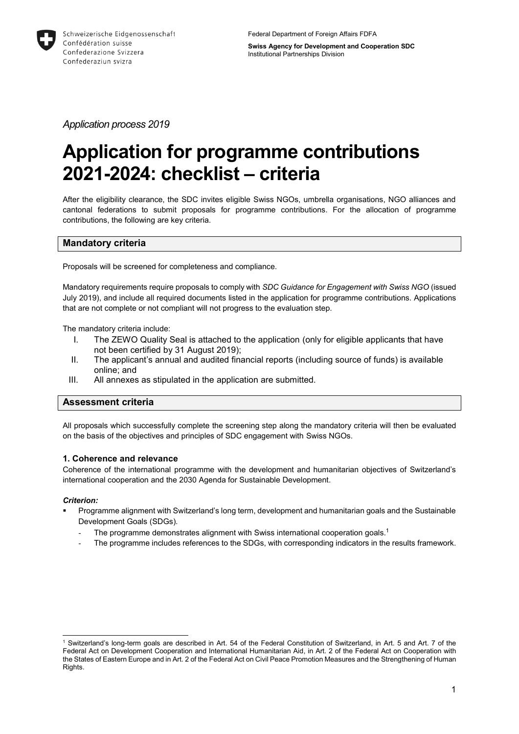Schweizerische Eidgenossenschaft
Confédération suisse
Confederazione Svizzera
Confederaziun svizra

Federal Department of Foreign Affairs FDFA

**Swiss Agency for Development and Cooperation SDC**
Institutional Partnerships Division

*Application process 2019*

# Application for programme contributions 2021-2024: checklist – criteria

After the eligibility clearance, the SDC invites eligible Swiss NGOs, umbrella organisations, NGO alliances and cantonal federations to submit proposals for programme contributions. For the allocation of programme contributions, the following are key criteria.

## Mandatory criteria

Proposals will be screened for completeness and compliance.

Mandatory requirements require proposals to comply with *SDC Guidance for Engagement with Swiss NGO* (issued July 2019), and include all required documents listed in the application for programme contributions. Applications that are not complete or not compliant will not progress to the evaluation step.

The mandatory criteria include:

I. The ZEWO Quality Seal is attached to the application (only for eligible applicants that have not been certified by 31 August 2019);
II. The applicant's annual and audited financial reports (including source of funds) is available online; and
III. All annexes as stipulated in the application are submitted.

## Assessment criteria

All proposals which successfully complete the screening step along the mandatory criteria will then be evaluated on the basis of the objectives and principles of SDC engagement with Swiss NGOs.

### 1. Coherence and relevance

Coherence of the international programme with the development and humanitarian objectives of Switzerland's international cooperation and the 2030 Agenda for Sustainable Development.

***Criterion:***

- Programme alignment with Switzerland's long term, development and humanitarian goals and the Sustainable Development Goals (SDGs).
  - The programme demonstrates alignment with Swiss international cooperation goals.[1]
  - The programme includes references to the SDGs, with corresponding indicators in the results framework.

[1] Switzerland's long-term goals are described in Art. 54 of the Federal Constitution of Switzerland, in Art. 5 and Art. 7 of the Federal Act on Development Cooperation and International Humanitarian Aid, in Art. 2 of the Federal Act on Cooperation with the States of Eastern Europe and in Art. 2 of the Federal Act on Civil Peace Promotion Measures and the Strengthening of Human Rights.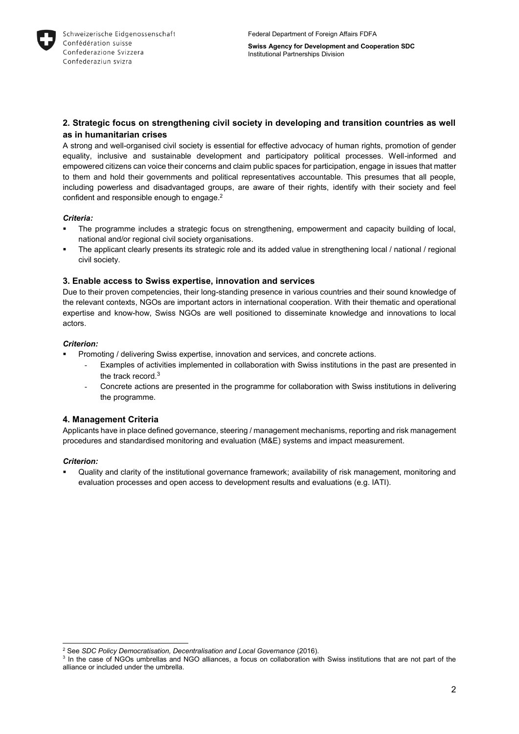## 2. Strategic focus on strengthening civil society in developing and transition countries as well as in humanitarian crises

A strong and well-organised civil society is essential for effective advocacy of human rights, promotion of gender equality, inclusive and sustainable development and participatory political processes. Well-informed and empowered citizens can voice their concerns and claim public spaces for participation, engage in issues that matter to them and hold their governments and political representatives accountable. This presumes that all people, including powerless and disadvantaged groups, are aware of their rights, identify with their society and feel confident and responsible enough to engage.[2]

***Criteria:***

- The programme includes a strategic focus on strengthening, empowerment and capacity building of local, national and/or regional civil society organisations.
- The applicant clearly presents its strategic role and its added value in strengthening local / national / regional civil society.

## 3. Enable access to Swiss expertise, innovation and services

Due to their proven competencies, their long-standing presence in various countries and their sound knowledge of the relevant contexts, NGOs are important actors in international cooperation. With their thematic and operational expertise and know-how, Swiss NGOs are well positioned to disseminate knowledge and innovations to local actors.

***Criterion:***

- Promoting / delivering Swiss expertise, innovation and services, and concrete actions.
  - Examples of activities implemented in collaboration with Swiss institutions in the past are presented in the track record.[3]
  - Concrete actions are presented in the programme for collaboration with Swiss institutions in delivering the programme.

## 4. Management Criteria

Applicants have in place defined governance, steering / management mechanisms, reporting and risk management procedures and standardised monitoring and evaluation (M&E) systems and impact measurement.

***Criterion:***

- Quality and clarity of the institutional governance framework; availability of risk management, monitoring and evaluation processes and open access to development results and evaluations (e.g. IATI).

---

[2] See *SDC Policy Democratisation, Decentralisation and Local Governance* (2016).

[3] In the case of NGOs umbrellas and NGO alliances, a focus on collaboration with Swiss institutions that are not part of the alliance or included under the umbrella.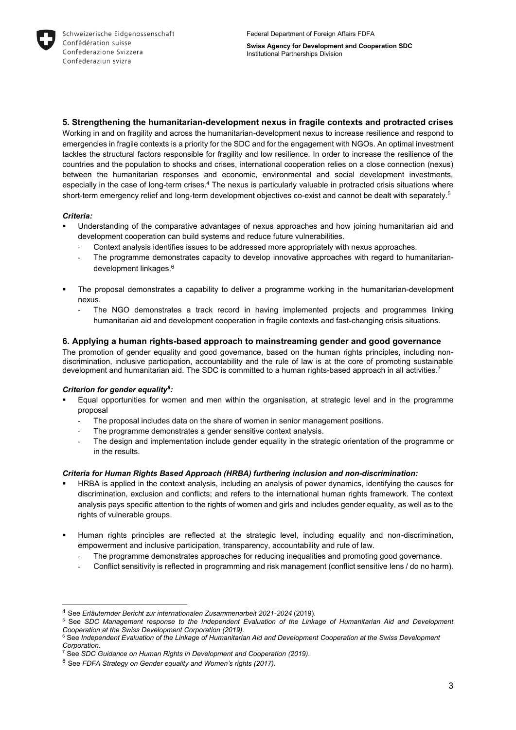## 5. Strengthening the humanitarian-development nexus in fragile contexts and protracted crises

Working in and on fragility and across the humanitarian-development nexus to increase resilience and respond to emergencies in fragile contexts is a priority for the SDC and for the engagement with NGOs. An optimal investment tackles the structural factors responsible for fragility and low resilience. In order to increase the resilience of the countries and the population to shocks and crises, international cooperation relies on a close connection (nexus) between the humanitarian responses and economic, environmental and social development investments, especially in the case of long-term crises.[4] The nexus is particularly valuable in protracted crisis situations where short-term emergency relief and long-term development objectives co-exist and cannot be dealt with separately.[5]

***Criteria:***

- Understanding of the comparative advantages of nexus approaches and how joining humanitarian aid and development cooperation can build systems and reduce future vulnerabilities.
  - Context analysis identifies issues to be addressed more appropriately with nexus approaches.
  - The programme demonstrates capacity to develop innovative approaches with regard to humanitarian-development linkages.[6]
- The proposal demonstrates a capability to deliver a programme working in the humanitarian-development nexus.
  - The NGO demonstrates a track record in having implemented projects and programmes linking humanitarian aid and development cooperation in fragile contexts and fast-changing crisis situations.

## 6. Applying a human rights-based approach to mainstreaming gender and good governance

The promotion of gender equality and good governance, based on the human rights principles, including non-discrimination, inclusive participation, accountability and the rule of law is at the core of promoting sustainable development and humanitarian aid. The SDC is committed to a human rights-based approach in all activities.[7]

***Criterion for gender equality[8]:***

- Equal opportunities for women and men within the organisation, at strategic level and in the programme proposal
  - The proposal includes data on the share of women in senior management positions.
  - The programme demonstrates a gender sensitive context analysis.
  - The design and implementation include gender equality in the strategic orientation of the programme or in the results.

***Criteria for Human Rights Based Approach (HRBA) furthering inclusion and non-discrimination:***

- HRBA is applied in the context analysis, including an analysis of power dynamics, identifying the causes for discrimination, exclusion and conflicts; and refers to the international human rights framework. The context analysis pays specific attention to the rights of women and girls and includes gender equality, as well as to the rights of vulnerable groups.
- Human rights principles are reflected at the strategic level, including equality and non-discrimination, empowerment and inclusive participation, transparency, accountability and rule of law.
  - The programme demonstrates approaches for reducing inequalities and promoting good governance.
  - Conflict sensitivity is reflected in programming and risk management (conflict sensitive lens / do no harm).

---

[4] See *Erläuternder Bericht zur internationalen Zusammenarbeit 2021-2024* (2019).

[5] See *SDC Management response to the Independent Evaluation of the Linkage of Humanitarian Aid and Development Cooperation at the Swiss Development Corporation (2019).*

[6] See *Independent Evaluation of the Linkage of Humanitarian Aid and Development Cooperation at the Swiss Development Corporation.*

[7] See *SDC Guidance on Human Rights in Development and Cooperation (2019).*

[8] See *FDFA Strategy on Gender equality and Women's rights (2017).*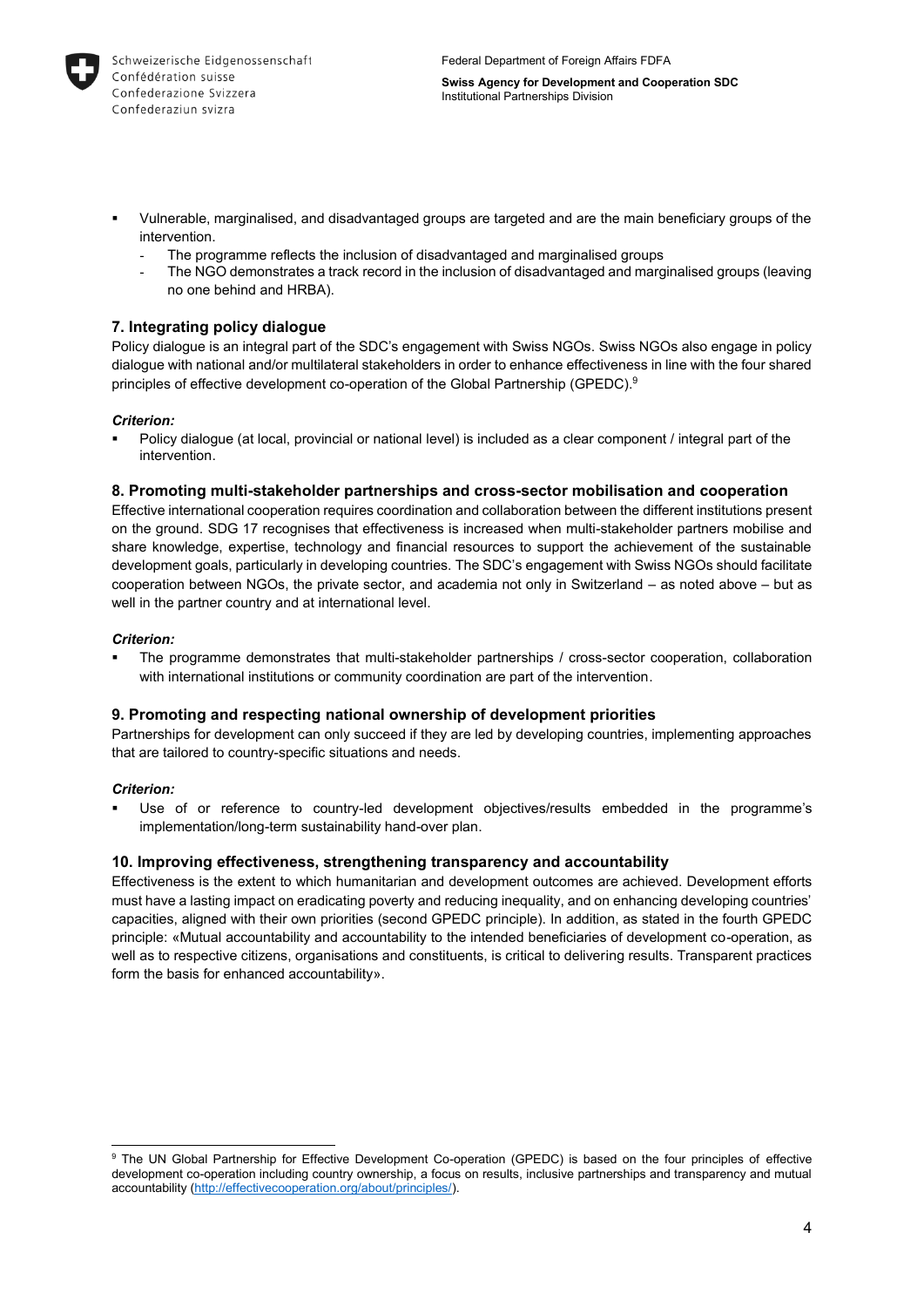- Vulnerable, marginalised, and disadvantaged groups are targeted and are the main beneficiary groups of the intervention.
  - The programme reflects the inclusion of disadvantaged and marginalised groups
  - The NGO demonstrates a track record in the inclusion of disadvantaged and marginalised groups (leaving no one behind and HRBA).

### 7. Integrating policy dialogue

Policy dialogue is an integral part of the SDC's engagement with Swiss NGOs. Swiss NGOs also engage in policy dialogue with national and/or multilateral stakeholders in order to enhance effectiveness in line with the four shared principles of effective development co-operation of the Global Partnership (GPEDC).[9]

***Criterion:***

- Policy dialogue (at local, provincial or national level) is included as a clear component / integral part of the intervention.

### 8. Promoting multi-stakeholder partnerships and cross-sector mobilisation and cooperation

Effective international cooperation requires coordination and collaboration between the different institutions present on the ground. SDG 17 recognises that effectiveness is increased when multi-stakeholder partners mobilise and share knowledge, expertise, technology and financial resources to support the achievement of the sustainable development goals, particularly in developing countries. The SDC's engagement with Swiss NGOs should facilitate cooperation between NGOs, the private sector, and academia not only in Switzerland – as noted above – but as well in the partner country and at international level.

***Criterion:***

- The programme demonstrates that multi-stakeholder partnerships / cross-sector cooperation, collaboration with international institutions or community coordination are part of the intervention.

### 9. Promoting and respecting national ownership of development priorities

Partnerships for development can only succeed if they are led by developing countries, implementing approaches that are tailored to country-specific situations and needs.

***Criterion:***

- Use of or reference to country-led development objectives/results embedded in the programme's implementation/long-term sustainability hand-over plan.

### 10. Improving effectiveness, strengthening transparency and accountability

Effectiveness is the extent to which humanitarian and development outcomes are achieved. Development efforts must have a lasting impact on eradicating poverty and reducing inequality, and on enhancing developing countries' capacities, aligned with their own priorities (second GPEDC principle). In addition, as stated in the fourth GPEDC principle: «Mutual accountability and accountability to the intended beneficiaries of development co-operation, as well as to respective citizens, organisations and constituents, is critical to delivering results. Transparent practices form the basis for enhanced accountability».

---

[9] The UN Global Partnership for Effective Development Co-operation (GPEDC) is based on the four principles of effective development co-operation including country ownership, a focus on results, inclusive partnerships and transparency and mutual accountability (http://effectivecooperation.org/about/principles/).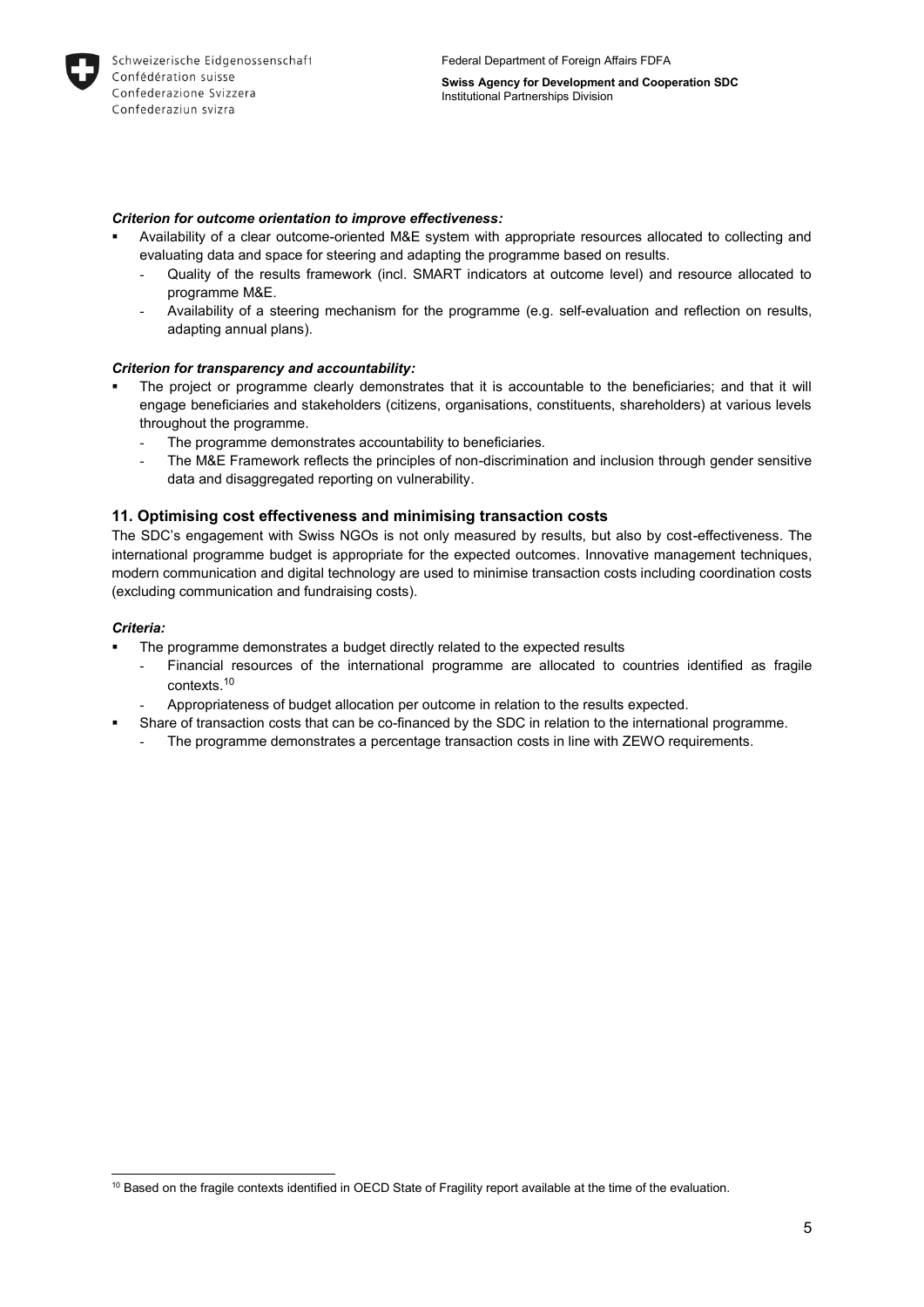***Criterion for outcome orientation to improve effectiveness:***

- Availability of a clear outcome-oriented M&E system with appropriate resources allocated to collecting and evaluating data and space for steering and adapting the programme based on results.
  - Quality of the results framework (incl. SMART indicators at outcome level) and resource allocated to programme M&E.
  - Availability of a steering mechanism for the programme (e.g. self-evaluation and reflection on results, adapting annual plans).

***Criterion for transparency and accountability:***

- The project or programme clearly demonstrates that it is accountable to the beneficiaries; and that it will engage beneficiaries and stakeholders (citizens, organisations, constituents, shareholders) at various levels throughout the programme.
  - The programme demonstrates accountability to beneficiaries.
  - The M&E Framework reflects the principles of non-discrimination and inclusion through gender sensitive data and disaggregated reporting on vulnerability.

## 11. Optimising cost effectiveness and minimising transaction costs

The SDC's engagement with Swiss NGOs is not only measured by results, but also by cost-effectiveness. The international programme budget is appropriate for the expected outcomes. Innovative management techniques, modern communication and digital technology are used to minimise transaction costs including coordination costs (excluding communication and fundraising costs).

***Criteria:***

- The programme demonstrates a budget directly related to the expected results
  - Financial resources of the international programme are allocated to countries identified as fragile contexts.[10]
  - Appropriateness of budget allocation per outcome in relation to the results expected.
- Share of transaction costs that can be co-financed by the SDC in relation to the international programme.
  - The programme demonstrates a percentage transaction costs in line with ZEWO requirements.

[10] Based on the fragile contexts identified in OECD State of Fragility report available at the time of the evaluation.